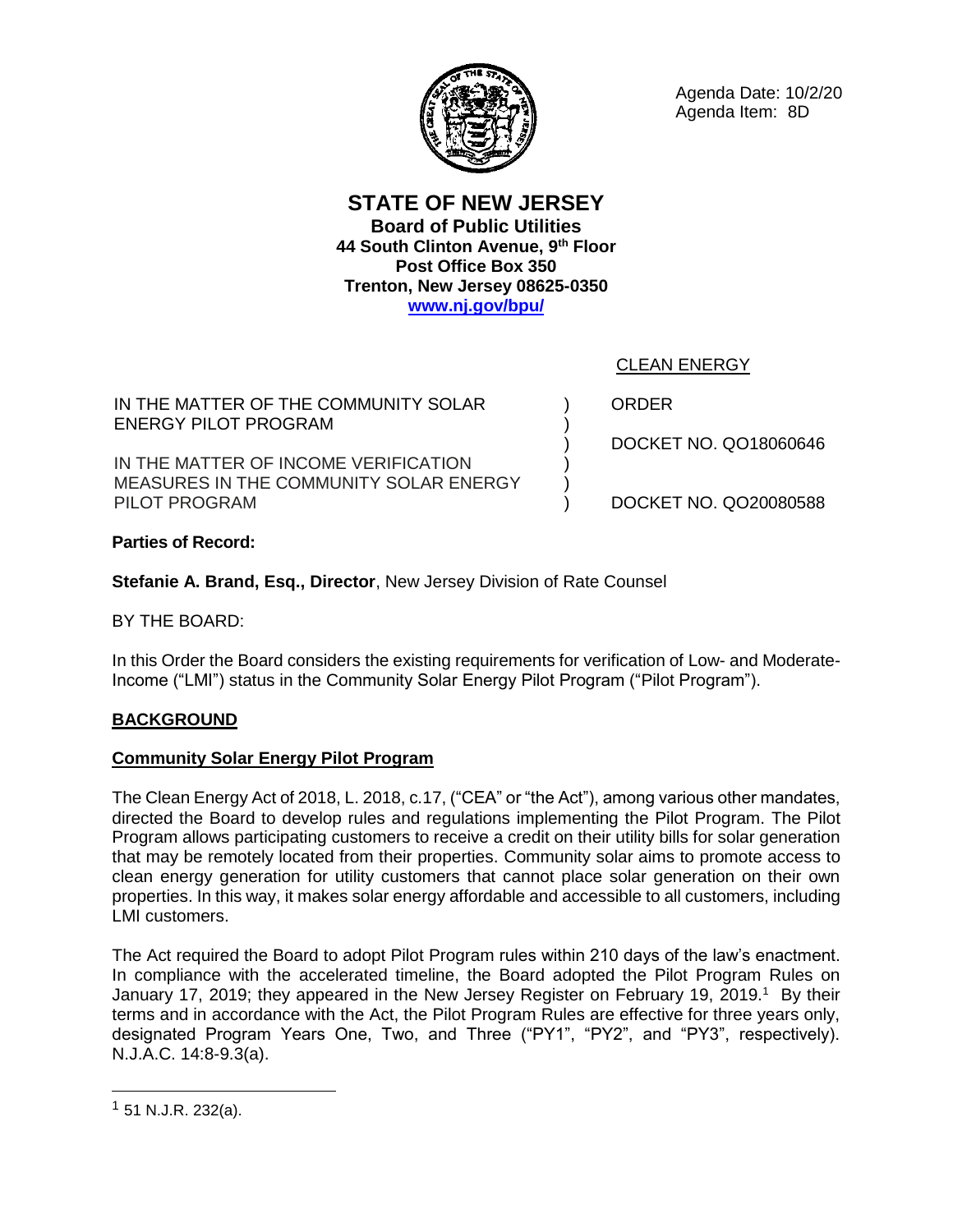Agenda Date: 10/2/20
Agenda Item: 8D

# STATE OF NEW JERSEY
**Board of Public Utilities**
**44 South Clinton Avenue, 9th Floor**
**Post Office Box 350**
**Trenton, New Jersey 08625-0350**
**www.nj.gov/bpu/**

CLEAN ENERGY

| | | |
|---|---|---|
| IN THE MATTER OF THE COMMUNITY SOLAR ENERGY PILOT PROGRAM | ) | ORDER |
| | ) | DOCKET NO. QO18060646 |
| IN THE MATTER OF INCOME VERIFICATION MEASURES IN THE COMMUNITY SOLAR ENERGY PILOT PROGRAM | ) | DOCKET NO. QO20080588 |

**Parties of Record:**

**Stefanie A. Brand, Esq., Director**, New Jersey Division of Rate Counsel

BY THE BOARD:

In this Order the Board considers the existing requirements for verification of Low- and Moderate-Income ("LMI") status in the Community Solar Energy Pilot Program ("Pilot Program").

## BACKGROUND

### Community Solar Energy Pilot Program

The Clean Energy Act of 2018, L. 2018, c.17, ("CEA" or "the Act"), among various other mandates, directed the Board to develop rules and regulations implementing the Pilot Program. The Pilot Program allows participating customers to receive a credit on their utility bills for solar generation that may be remotely located from their properties. Community solar aims to promote access to clean energy generation for utility customers that cannot place solar generation on their own properties. In this way, it makes solar energy affordable and accessible to all customers, including LMI customers.

The Act required the Board to adopt Pilot Program rules within 210 days of the law's enactment. In compliance with the accelerated timeline, the Board adopted the Pilot Program Rules on January 17, 2019; they appeared in the New Jersey Register on February 19, 2019.[1] By their terms and in accordance with the Act, the Pilot Program Rules are effective for three years only, designated Program Years One, Two, and Three ("PY1", "PY2", and "PY3", respectively). N.J.A.C. 14:8-9.3(a).

[1] 51 N.J.R. 232(a).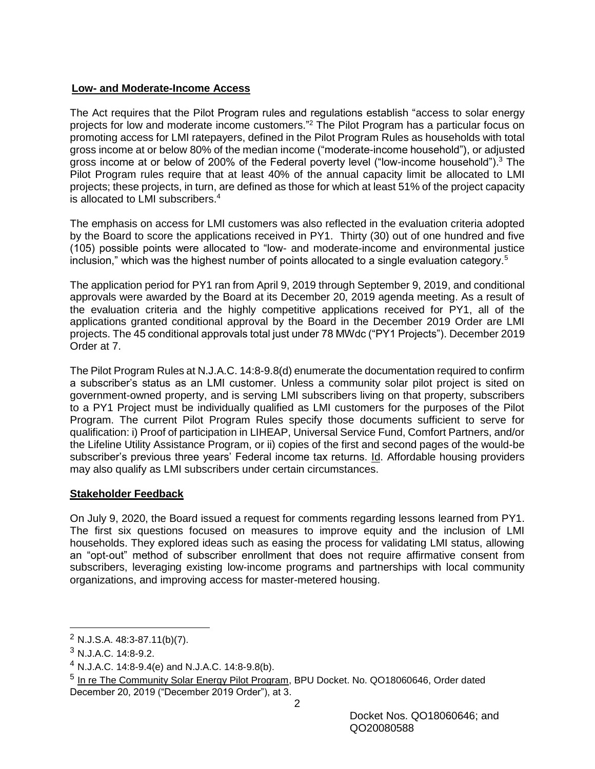**Low- and Moderate-Income Access**

The Act requires that the Pilot Program rules and regulations establish "access to solar energy projects for low and moderate income customers."[2] The Pilot Program has a particular focus on promoting access for LMI ratepayers, defined in the Pilot Program Rules as households with total gross income at or below 80% of the median income ("moderate-income household"), or adjusted gross income at or below of 200% of the Federal poverty level ("low-income household").[3] The Pilot Program rules require that at least 40% of the annual capacity limit be allocated to LMI projects; these projects, in turn, are defined as those for which at least 51% of the project capacity is allocated to LMI subscribers.[4]

The emphasis on access for LMI customers was also reflected in the evaluation criteria adopted by the Board to score the applications received in PY1. Thirty (30) out of one hundred and five (105) possible points were allocated to "low- and moderate-income and environmental justice inclusion," which was the highest number of points allocated to a single evaluation category.[5]

The application period for PY1 ran from April 9, 2019 through September 9, 2019, and conditional approvals were awarded by the Board at its December 20, 2019 agenda meeting. As a result of the evaluation criteria and the highly competitive applications received for PY1, all of the applications granted conditional approval by the Board in the December 2019 Order are LMI projects. The 45 conditional approvals total just under 78 MWdc ("PY1 Projects"). December 2019 Order at 7.

The Pilot Program Rules at N.J.A.C. 14:8-9.8(d) enumerate the documentation required to confirm a subscriber's status as an LMI customer. Unless a community solar pilot project is sited on government-owned property, and is serving LMI subscribers living on that property, subscribers to a PY1 Project must be individually qualified as LMI customers for the purposes of the Pilot Program. The current Pilot Program Rules specify those documents sufficient to serve for qualification: i) Proof of participation in LIHEAP, Universal Service Fund, Comfort Partners, and/or the Lifeline Utility Assistance Program, or ii) copies of the first and second pages of the would-be subscriber's previous three years' Federal income tax returns. Id. Affordable housing providers may also qualify as LMI subscribers under certain circumstances.

**Stakeholder Feedback**

On July 9, 2020, the Board issued a request for comments regarding lessons learned from PY1. The first six questions focused on measures to improve equity and the inclusion of LMI households. They explored ideas such as easing the process for validating LMI status, allowing an "opt-out" method of subscriber enrollment that does not require affirmative consent from subscribers, leveraging existing low-income programs and partnerships with local community organizations, and improving access for master-metered housing.

---

[2] N.J.S.A. 48:3-87.11(b)(7).

[3] N.J.A.C. 14:8-9.2.

[4] N.J.A.C. 14:8-9.4(e) and N.J.A.C. 14:8-9.8(b).

[5] In re The Community Solar Energy Pilot Program, BPU Docket. No. QO18060646, Order dated December 20, 2019 ("December 2019 Order"), at 3.

Docket Nos. QO18060646; and QO20080588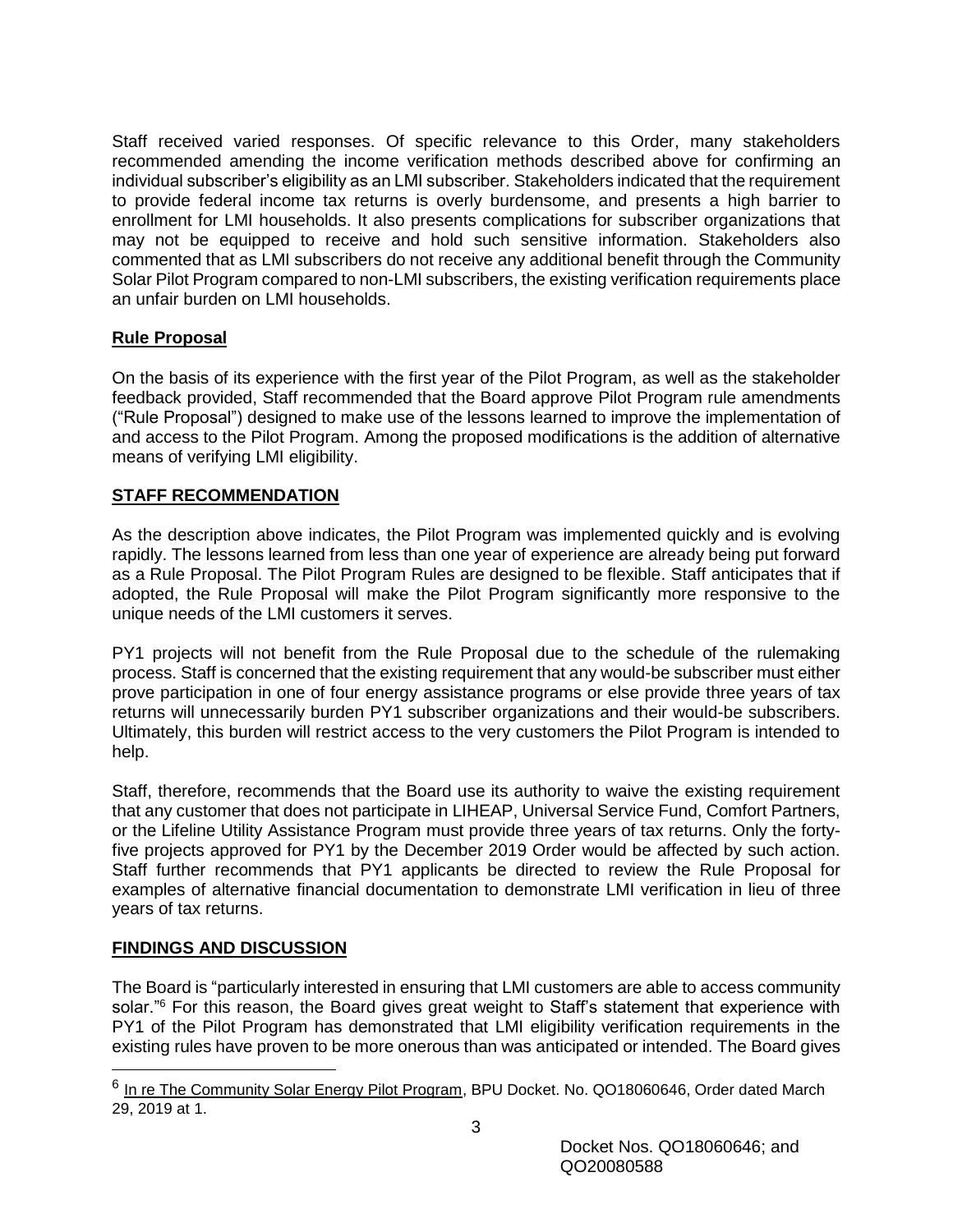Staff received varied responses. Of specific relevance to this Order, many stakeholders recommended amending the income verification methods described above for confirming an individual subscriber's eligibility as an LMI subscriber. Stakeholders indicated that the requirement to provide federal income tax returns is overly burdensome, and presents a high barrier to enrollment for LMI households. It also presents complications for subscriber organizations that may not be equipped to receive and hold such sensitive information. Stakeholders also commented that as LMI subscribers do not receive any additional benefit through the Community Solar Pilot Program compared to non-LMI subscribers, the existing verification requirements place an unfair burden on LMI households.

**Rule Proposal**

On the basis of its experience with the first year of the Pilot Program, as well as the stakeholder feedback provided, Staff recommended that the Board approve Pilot Program rule amendments ("Rule Proposal") designed to make use of the lessons learned to improve the implementation of and access to the Pilot Program. Among the proposed modifications is the addition of alternative means of verifying LMI eligibility.

**STAFF RECOMMENDATION**

As the description above indicates, the Pilot Program was implemented quickly and is evolving rapidly. The lessons learned from less than one year of experience are already being put forward as a Rule Proposal. The Pilot Program Rules are designed to be flexible. Staff anticipates that if adopted, the Rule Proposal will make the Pilot Program significantly more responsive to the unique needs of the LMI customers it serves.

PY1 projects will not benefit from the Rule Proposal due to the schedule of the rulemaking process. Staff is concerned that the existing requirement that any would-be subscriber must either prove participation in one of four energy assistance programs or else provide three years of tax returns will unnecessarily burden PY1 subscriber organizations and their would-be subscribers. Ultimately, this burden will restrict access to the very customers the Pilot Program is intended to help.

Staff, therefore, recommends that the Board use its authority to waive the existing requirement that any customer that does not participate in LIHEAP, Universal Service Fund, Comfort Partners, or the Lifeline Utility Assistance Program must provide three years of tax returns. Only the forty-five projects approved for PY1 by the December 2019 Order would be affected by such action. Staff further recommends that PY1 applicants be directed to review the Rule Proposal for examples of alternative financial documentation to demonstrate LMI verification in lieu of three years of tax returns.

**FINDINGS AND DISCUSSION**

The Board is "particularly interested in ensuring that LMI customers are able to access community solar."[6] For this reason, the Board gives great weight to Staff's statement that experience with PY1 of the Pilot Program has demonstrated that LMI eligibility verification requirements in the existing rules have proven to be more onerous than was anticipated or intended. The Board gives

---

[6] In re The Community Solar Energy Pilot Program, BPU Docket. No. QO18060646, Order dated March 29, 2019 at 1.

Docket Nos. QO18060646; and QO20080588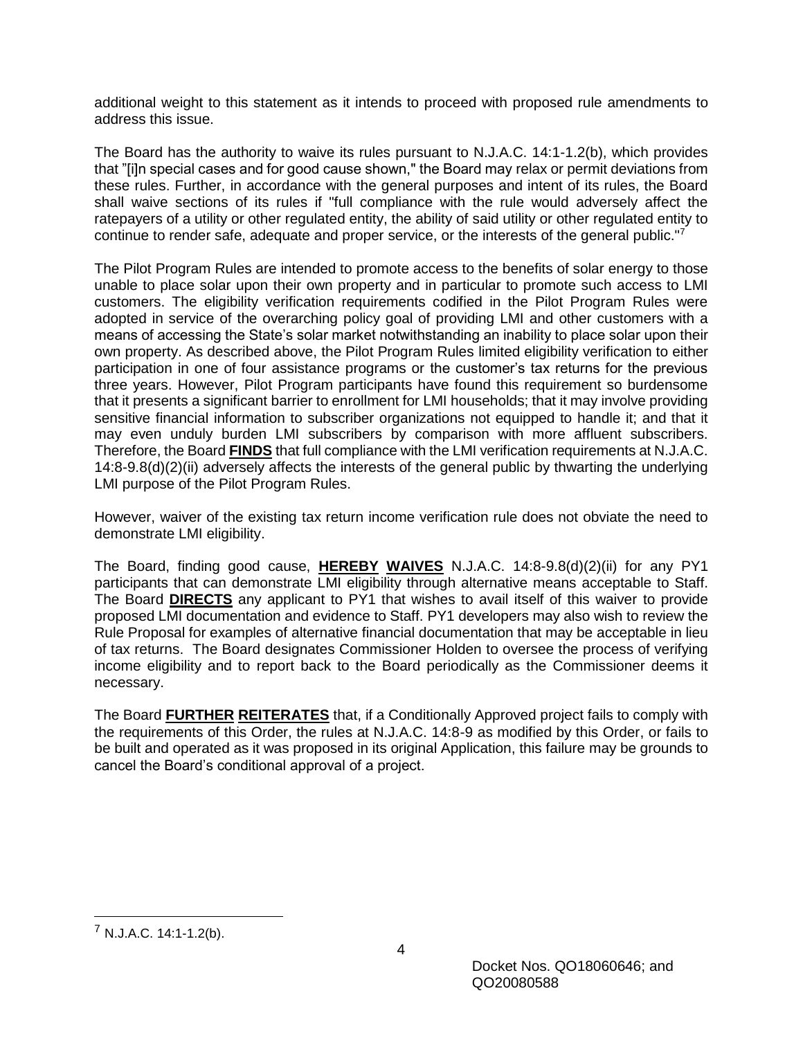additional weight to this statement as it intends to proceed with proposed rule amendments to address this issue.

The Board has the authority to waive its rules pursuant to N.J.A.C. 14:1-1.2(b), which provides that "[i]n special cases and for good cause shown," the Board may relax or permit deviations from these rules. Further, in accordance with the general purposes and intent of its rules, the Board shall waive sections of its rules if "full compliance with the rule would adversely affect the ratepayers of a utility or other regulated entity, the ability of said utility or other regulated entity to continue to render safe, adequate and proper service, or the interests of the general public."[7]

The Pilot Program Rules are intended to promote access to the benefits of solar energy to those unable to place solar upon their own property and in particular to promote such access to LMI customers. The eligibility verification requirements codified in the Pilot Program Rules were adopted in service of the overarching policy goal of providing LMI and other customers with a means of accessing the State's solar market notwithstanding an inability to place solar upon their own property. As described above, the Pilot Program Rules limited eligibility verification to either participation in one of four assistance programs or the customer's tax returns for the previous three years. However, Pilot Program participants have found this requirement so burdensome that it presents a significant barrier to enrollment for LMI households; that it may involve providing sensitive financial information to subscriber organizations not equipped to handle it; and that it may even unduly burden LMI subscribers by comparison with more affluent subscribers. Therefore, the Board **FINDS** that full compliance with the LMI verification requirements at N.J.A.C. 14:8-9.8(d)(2)(ii) adversely affects the interests of the general public by thwarting the underlying LMI purpose of the Pilot Program Rules.

However, waiver of the existing tax return income verification rule does not obviate the need to demonstrate LMI eligibility.

The Board, finding good cause, **HEREBY WAIVES** N.J.A.C. 14:8-9.8(d)(2)(ii) for any PY1 participants that can demonstrate LMI eligibility through alternative means acceptable to Staff. The Board **DIRECTS** any applicant to PY1 that wishes to avail itself of this waiver to provide proposed LMI documentation and evidence to Staff. PY1 developers may also wish to review the Rule Proposal for examples of alternative financial documentation that may be acceptable in lieu of tax returns. The Board designates Commissioner Holden to oversee the process of verifying income eligibility and to report back to the Board periodically as the Commissioner deems it necessary.

The Board **FURTHER REITERATES** that, if a Conditionally Approved project fails to comply with the requirements of this Order, the rules at N.J.A.C. 14:8-9 as modified by this Order, or fails to be built and operated as it was proposed in its original Application, this failure may be grounds to cancel the Board's conditional approval of a project.

---

[7] N.J.A.C. 14:1-1.2(b).

Docket Nos. QO18060646; and QO20080588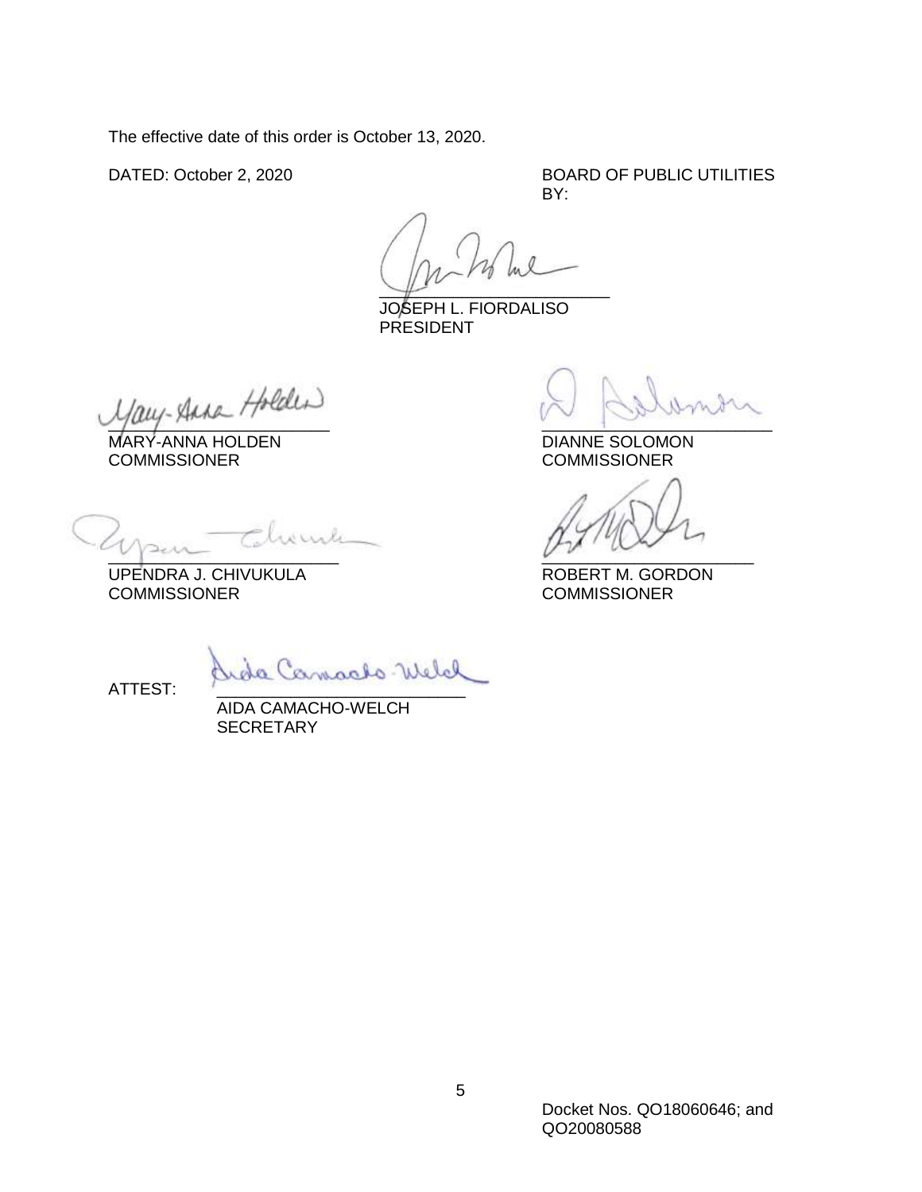The effective date of this order is October 13, 2020.

DATED: October 2, 2020

BOARD OF PUBLIC UTILITIES
BY:

JOSEPH L. FIORDALISO
PRESIDENT

MARY-ANNA HOLDEN
COMMISSIONER

DIANNE SOLOMON
COMMISSIONER

UPENDRA J. CHIVUKULA
COMMISSIONER

ROBERT M. GORDON
COMMISSIONER

ATTEST:

AIDA CAMACHO-WELCH
SECRETARY

Docket Nos. QO18060646; and QO20080588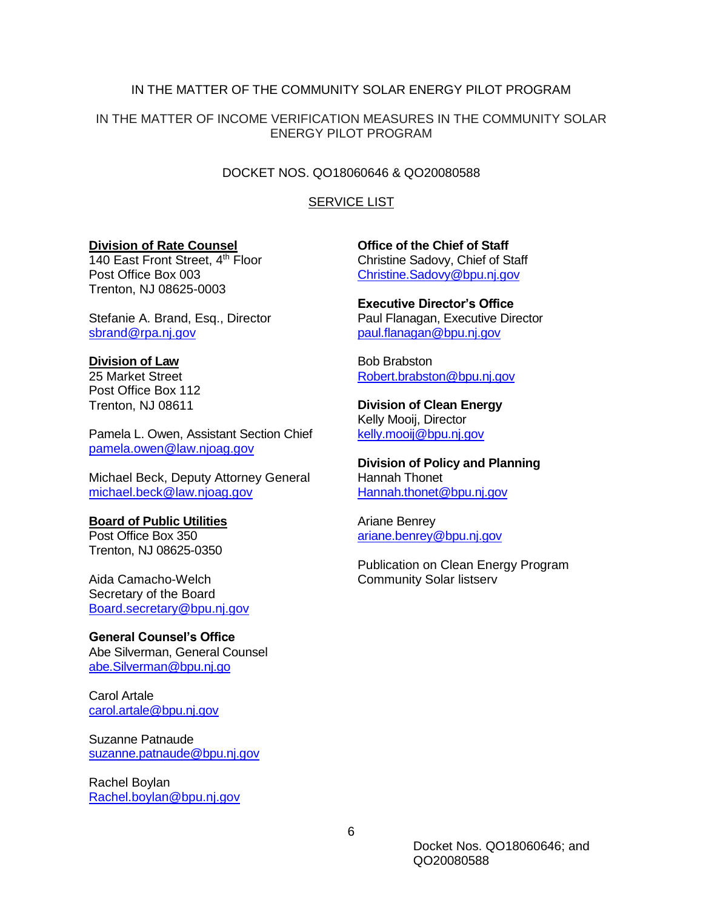IN THE MATTER OF THE COMMUNITY SOLAR ENERGY PILOT PROGRAM

IN THE MATTER OF INCOME VERIFICATION MEASURES IN THE COMMUNITY SOLAR ENERGY PILOT PROGRAM

DOCKET NOS. QO18060646 & QO20080588

SERVICE LIST

**Division of Rate Counsel**
140 East Front Street, 4th Floor
Post Office Box 003
Trenton, NJ 08625-0003

Stefanie A. Brand, Esq., Director
sbrand@rpa.nj.gov

**Division of Law**
25 Market Street
Post Office Box 112
Trenton, NJ 08611

Pamela L. Owen, Assistant Section Chief
pamela.owen@law.njoag.gov

Michael Beck, Deputy Attorney General
michael.beck@law.njoag.gov

**Board of Public Utilities**
Post Office Box 350
Trenton, NJ 08625-0350

Aida Camacho-Welch
Secretary of the Board
Board.secretary@bpu.nj.gov

**General Counsel's Office**
Abe Silverman, General Counsel
abe.Silverman@bpu.nj.go

Carol Artale
carol.artale@bpu.nj.gov

Suzanne Patnaude
suzanne.patnaude@bpu.nj.gov

Rachel Boylan
Rachel.boylan@bpu.nj.gov

**Office of the Chief of Staff**
Christine Sadovy, Chief of Staff
Christine.Sadovy@bpu.nj.gov

**Executive Director's Office**
Paul Flanagan, Executive Director
paul.flanagan@bpu.nj.gov

Bob Brabston
Robert.brabston@bpu.nj.gov

**Division of Clean Energy**
Kelly Mooij, Director
kelly.mooij@bpu.nj.gov

**Division of Policy and Planning**
Hannah Thonet
Hannah.thonet@bpu.nj.gov

Ariane Benrey
ariane.benrey@bpu.nj.gov

Publication on Clean Energy Program Community Solar listserv